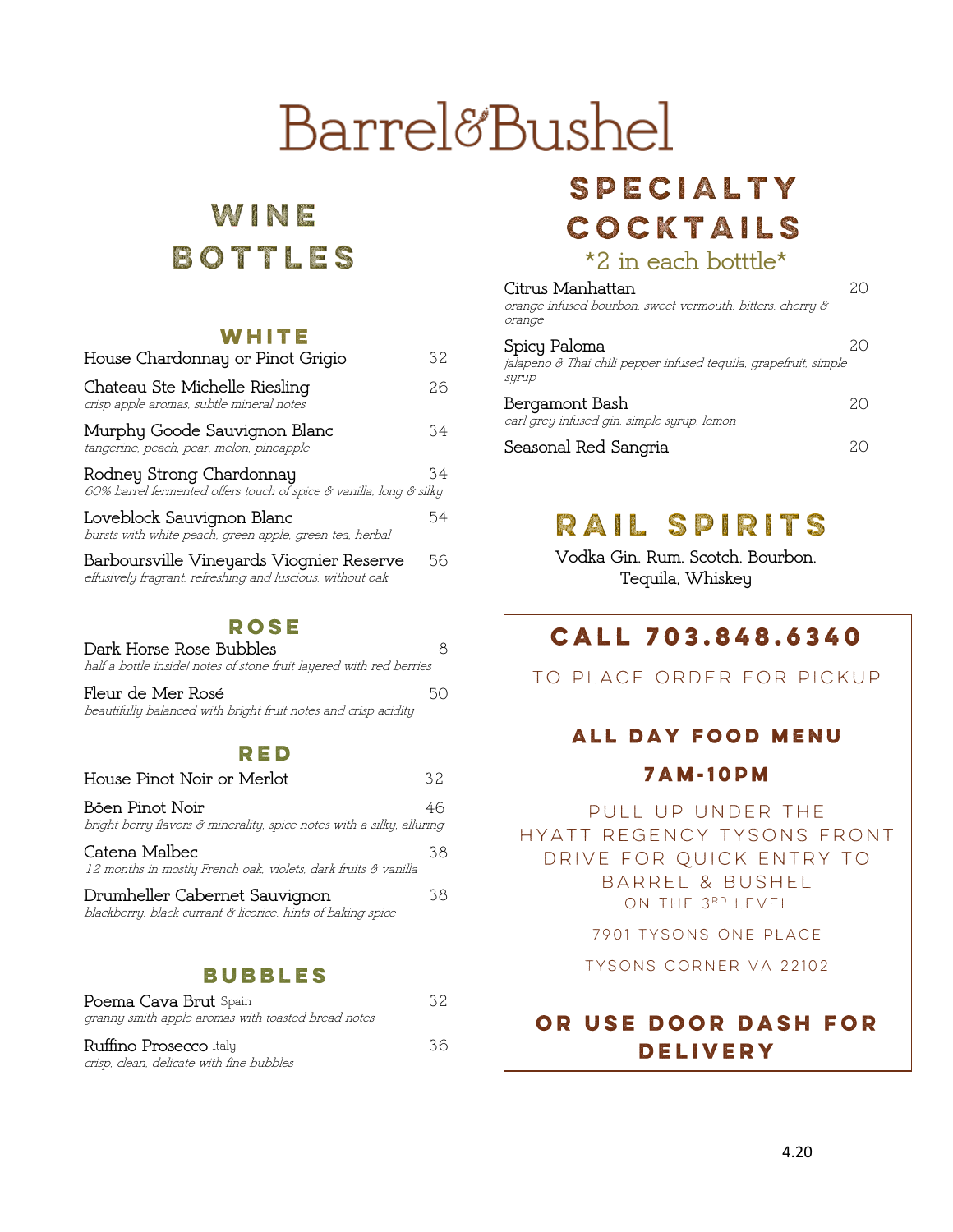# Barrel&Bushel

## WINE BOTTLES

### WHITE

House Chardonnay or Pinot Grigio 32

Chateau Ste Michelle Riesling 26
*crisp apple aromas, subtle mineral notes*

Murphy Goode Sauvignon Blanc 34
*tangerine, peach, pear, melon, pineapple*

Rodney Strong Chardonnay 34
*60% barrel fermented offers touch of spice & vanilla, long & silky*

Loveblock Sauvignon Blanc 54
*bursts with white peach, green apple, green tea, herbal*

Barboursville Vineyards Viognier Reserve 56
*effusively fragrant, refreshing and luscious, without oak*

### ROSE

Dark Horse Rose Bubbles 8
*half a bottle inside! notes of stone fruit layered with red berries*

Fleur de Mer Rosé 50
*beautifully balanced with bright fruit notes and crisp acidity*

### RED

House Pinot Noir or Merlot 32

Böen Pinot Noir 46
*bright berry flavors & minerality, spice notes with a silky, alluring*

Catena Malbec 38
*12 months in mostly French oak, violets, dark fruits & vanilla*

Drumheller Cabernet Sauvignon 38
*blackberry, black currant & licorice, hints of baking spice*

### BUBBLES

Poema Cava Brut Spain 32
*granny smith apple aromas with toasted bread notes*

Ruffino Prosecco Italy 36
*crisp, clean, delicate with fine bubbles*

## SPECIALTY COCKTAILS

*2 in each botttle*

Citrus Manhattan 20
*orange infused bourbon, sweet vermouth, bitters, cherry & orange*

Spicy Paloma 20
*jalapeno & Thai chili pepper infused tequila, grapefruit, simple syrup*

Bergamont Bash 20
*earl grey infused gin, simple syrup, lemon*

Seasonal Red Sangria 20

## RAIL SPIRITS

Vodka Gin, Rum, Scotch, Bourbon, Tequila, Whiskey

## CALL 703.848.6340

TO PLACE ORDER FOR PICKUP

### ALL DAY FOOD MENU

### 7AM-10PM

PULL UP UNDER THE HYATT REGENCY TYSONS FRONT DRIVE FOR QUICK ENTRY TO BARREL & BUSHEL ON THE 3RD LEVEL

7901 TYSONS ONE PLACE

TYSONS CORNER VA 22102

### OR USE DOOR DASH FOR DELIVERY

4.20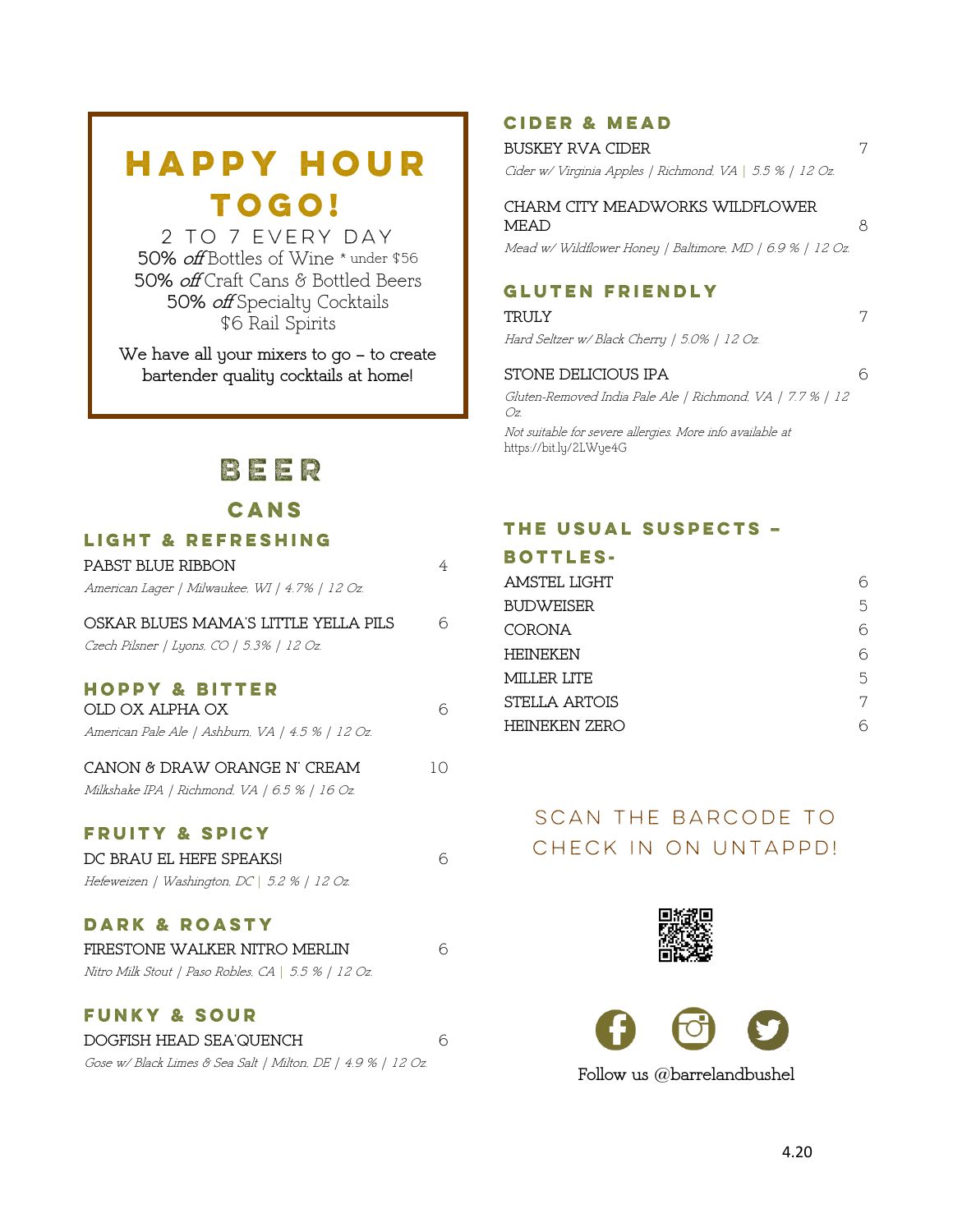# HAPPY HOUR TOGO!

2 TO 7 EVERY DAY
50% *off* Bottles of Wine * under $56
50% *off* Craft Cans & Bottled Beers
50% *off* Specialty Cocktails
$6 Rail Spirits

We have all your mixers to go – to create bartender quality cocktails at home!

# BEER

## CANS

### LIGHT & REFRESHING

PABST BLUE RIBBON — 4
*American Lager | Milwaukee, WI | 4.7% | 12 Oz.*

OSKAR BLUES MAMA'S LITTLE YELLA PILS — 6
*Czech Pilsner | Lyons, CO | 5.3% | 12 Oz.*

### HOPPY & BITTER

OLD OX ALPHA OX — 6
*American Pale Ale | Ashburn, VA | 4.5 % | 12 Oz.*

CANON & DRAW ORANGE N' CREAM — 10
*Milkshake IPA | Richmond, VA | 6.5 % | 16 Oz.*

### FRUITY & SPICY

DC BRAU EL HEFE SPEAKS! — 6
*Hefeweizen | Washington, DC | 5.2 % | 12 Oz.*

### DARK & ROASTY

FIRESTONE WALKER NITRO MERLIN — 6
*Nitro Milk Stout | Paso Robles, CA | 5.5 % | 12 Oz.*

### FUNKY & SOUR

DOGFISH HEAD SEA'QUENCH — 6
*Gose w/ Black Limes & Sea Salt | Milton, DE | 4.9 % | 12 Oz.*

### CIDER & MEAD

BUSKEY RVA CIDER — 7
*Cider w/ Virginia Apples | Richmond, VA | 5.5 % | 12 Oz.*

CHARM CITY MEADWORKS WILDFLOWER MEAD — 8
*Mead w/ Wildflower Honey | Baltimore, MD | 6.9 % | 12 Oz.*

### GLUTEN FRIENDLY

TRULY — 7
*Hard Seltzer w/ Black Cherry | 5.0% | 12 Oz.*

STONE DELICIOUS IPA — 6
*Gluten-Removed India Pale Ale | Richmond, VA | 7.7 % | 12 Oz.*
*Not suitable for severe allergies. More info available at* https://bit.ly/2LWye4G

### THE USUAL SUSPECTS – BOTTLES-

| | |
|---|---|
| AMSTEL LIGHT | 6 |
| BUDWEISER | 5 |
| CORONA | 6 |
| HEINEKEN | 6 |
| MILLER LITE | 5 |
| STELLA ARTOIS | 7 |
| HEINEKEN ZERO | 6 |

SCAN THE BARCODE TO CHECK IN ON UNTAPPD!

Follow us @barrelandbushel

4.20